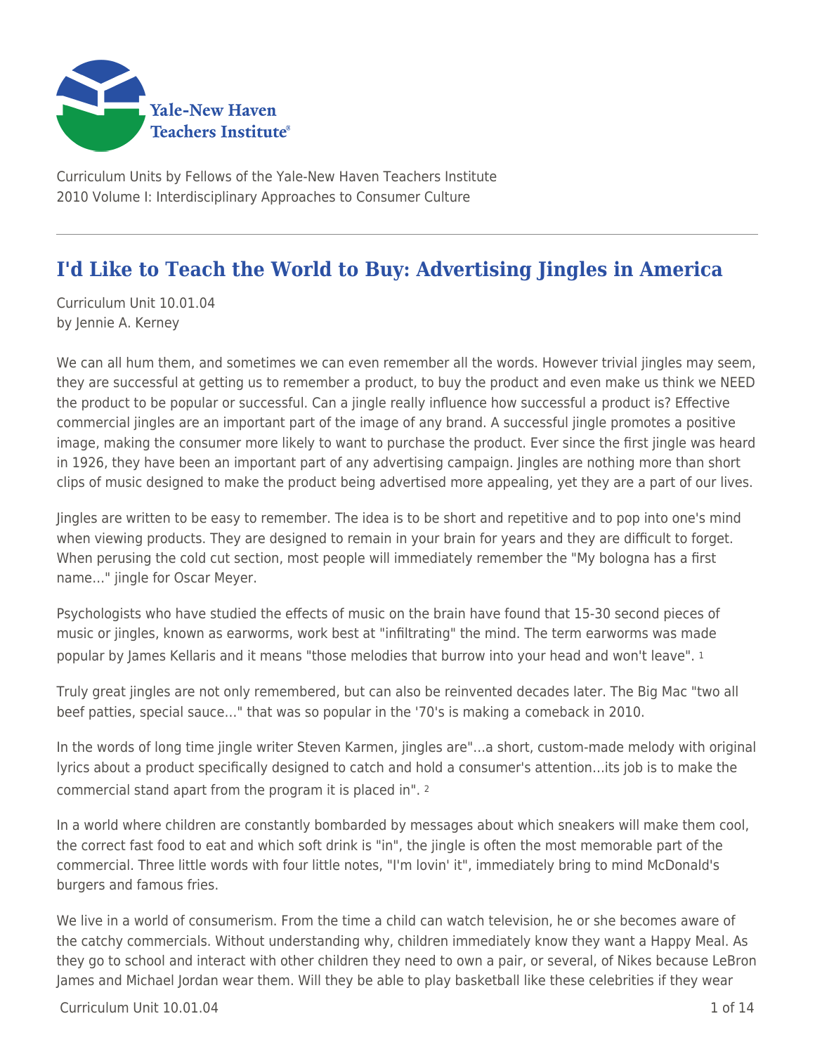Yale-New Haven Teachers Institute

Curriculum Units by Fellows of the Yale-New Haven Teachers Institute
2010 Volume I: Interdisciplinary Approaches to Consumer Culture

# I'd Like to Teach the World to Buy: Advertising Jingles in America

Curriculum Unit 10.01.04
by Jennie A. Kerney

We can all hum them, and sometimes we can even remember all the words. However trivial jingles may seem, they are successful at getting us to remember a product, to buy the product and even make us think we NEED the product to be popular or successful. Can a jingle really influence how successful a product is? Effective commercial jingles are an important part of the image of any brand. A successful jingle promotes a positive image, making the consumer more likely to want to purchase the product. Ever since the first jingle was heard in 1926, they have been an important part of any advertising campaign. Jingles are nothing more than short clips of music designed to make the product being advertised more appealing, yet they are a part of our lives.

Jingles are written to be easy to remember. The idea is to be short and repetitive and to pop into one's mind when viewing products. They are designed to remain in your brain for years and they are difficult to forget. When perusing the cold cut section, most people will immediately remember the "My bologna has a first name…" jingle for Oscar Meyer.

Psychologists who have studied the effects of music on the brain have found that 15-30 second pieces of music or jingles, known as earworms, work best at "infiltrating" the mind. The term earworms was made popular by James Kellaris and it means "those melodies that burrow into your head and won't leave". [1]

Truly great jingles are not only remembered, but can also be reinvented decades later. The Big Mac "two all beef patties, special sauce…" that was so popular in the '70's is making a comeback in 2010.

In the words of long time jingle writer Steven Karmen, jingles are"…a short, custom-made melody with original lyrics about a product specifically designed to catch and hold a consumer's attention…its job is to make the commercial stand apart from the program it is placed in". [2]

In a world where children are constantly bombarded by messages about which sneakers will make them cool, the correct fast food to eat and which soft drink is "in", the jingle is often the most memorable part of the commercial. Three little words with four little notes, "I'm lovin' it", immediately bring to mind McDonald's burgers and famous fries.

We live in a world of consumerism. From the time a child can watch television, he or she becomes aware of the catchy commercials. Without understanding why, children immediately know they want a Happy Meal. As they go to school and interact with other children they need to own a pair, or several, of Nikes because LeBron James and Michael Jordan wear them. Will they be able to play basketball like these celebrities if they wear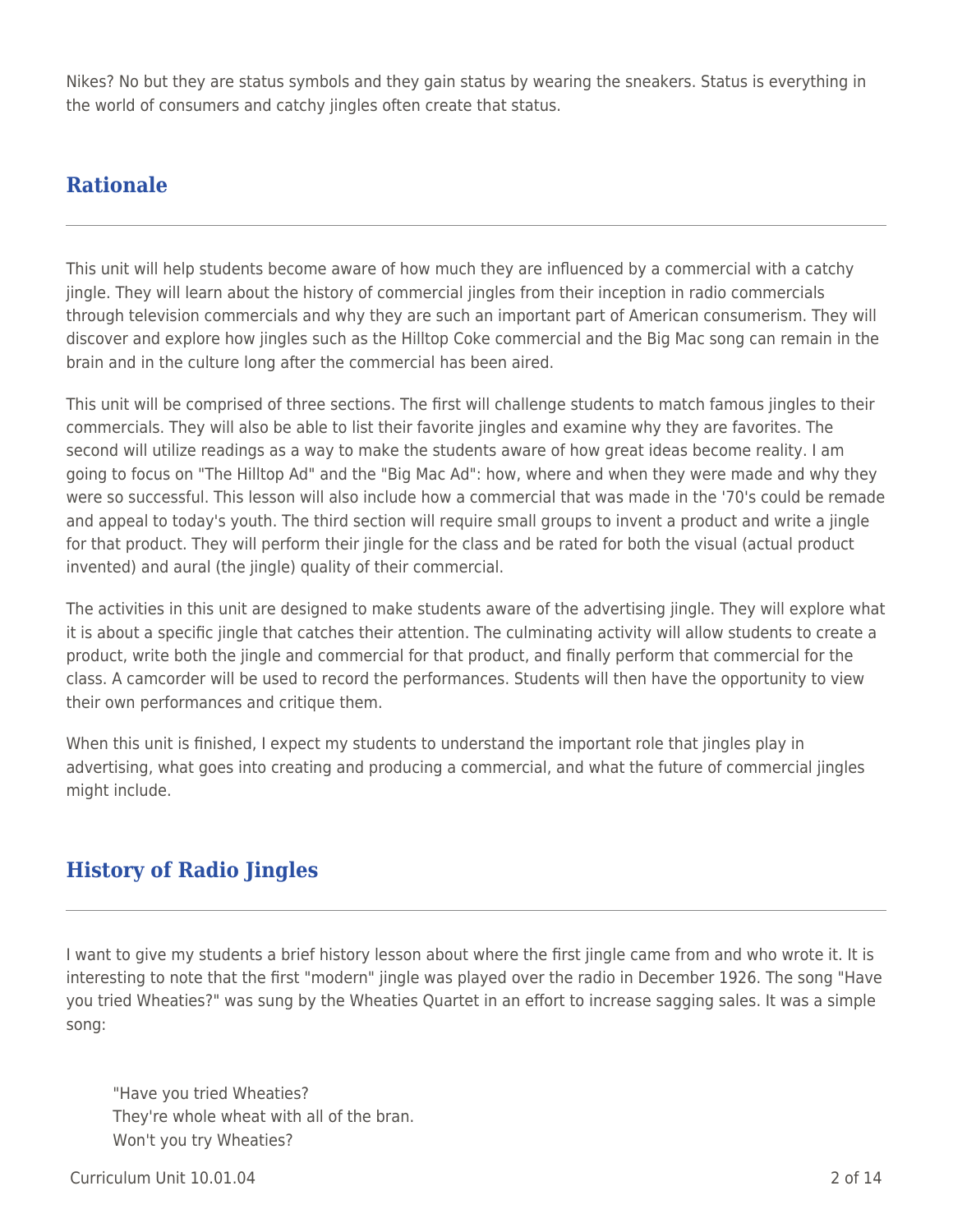Nikes? No but they are status symbols and they gain status by wearing the sneakers. Status is everything in the world of consumers and catchy jingles often create that status.

## Rationale

This unit will help students become aware of how much they are influenced by a commercial with a catchy jingle. They will learn about the history of commercial jingles from their inception in radio commercials through television commercials and why they are such an important part of American consumerism. They will discover and explore how jingles such as the Hilltop Coke commercial and the Big Mac song can remain in the brain and in the culture long after the commercial has been aired.

This unit will be comprised of three sections. The first will challenge students to match famous jingles to their commercials. They will also be able to list their favorite jingles and examine why they are favorites. The second will utilize readings as a way to make the students aware of how great ideas become reality. I am going to focus on "The Hilltop Ad" and the "Big Mac Ad": how, where and when they were made and why they were so successful. This lesson will also include how a commercial that was made in the '70's could be remade and appeal to today's youth. The third section will require small groups to invent a product and write a jingle for that product. They will perform their jingle for the class and be rated for both the visual (actual product invented) and aural (the jingle) quality of their commercial.

The activities in this unit are designed to make students aware of the advertising jingle. They will explore what it is about a specific jingle that catches their attention. The culminating activity will allow students to create a product, write both the jingle and commercial for that product, and finally perform that commercial for the class. A camcorder will be used to record the performances. Students will then have the opportunity to view their own performances and critique them.

When this unit is finished, I expect my students to understand the important role that jingles play in advertising, what goes into creating and producing a commercial, and what the future of commercial jingles might include.

## History of Radio Jingles

I want to give my students a brief history lesson about where the first jingle came from and who wrote it. It is interesting to note that the first "modern" jingle was played over the radio in December 1926. The song "Have you tried Wheaties?" was sung by the Wheaties Quartet in an effort to increase sagging sales. It was a simple song:

> "Have you tried Wheaties?
> They're whole wheat with all of the bran.
> Won't you try Wheaties?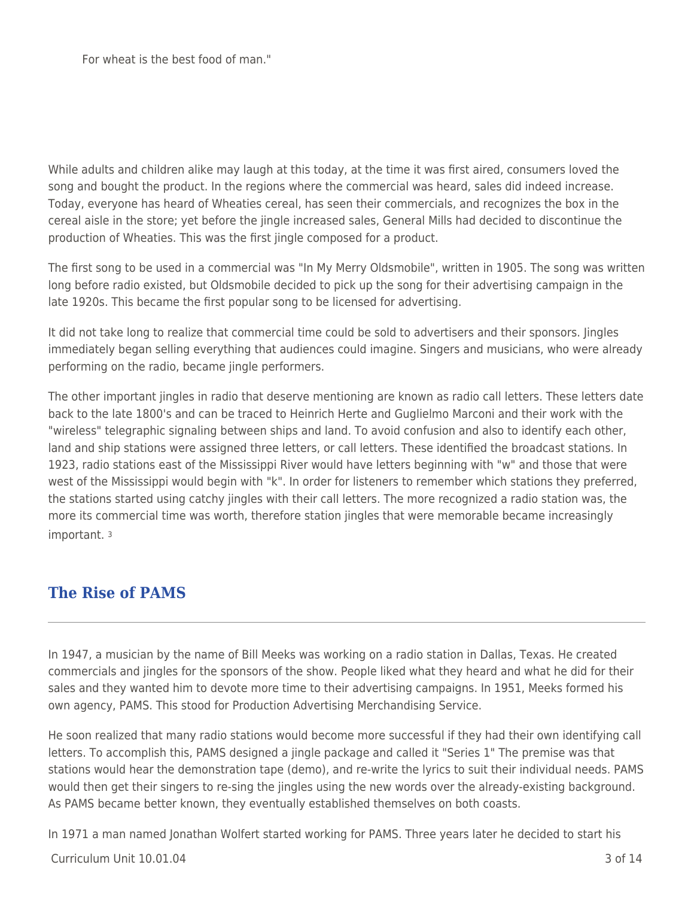For wheat is the best food of man."

While adults and children alike may laugh at this today, at the time it was first aired, consumers loved the song and bought the product. In the regions where the commercial was heard, sales did indeed increase. Today, everyone has heard of Wheaties cereal, has seen their commercials, and recognizes the box in the cereal aisle in the store; yet before the jingle increased sales, General Mills had decided to discontinue the production of Wheaties. This was the first jingle composed for a product.

The first song to be used in a commercial was "In My Merry Oldsmobile", written in 1905. The song was written long before radio existed, but Oldsmobile decided to pick up the song for their advertising campaign in the late 1920s. This became the first popular song to be licensed for advertising.

It did not take long to realize that commercial time could be sold to advertisers and their sponsors. Jingles immediately began selling everything that audiences could imagine. Singers and musicians, who were already performing on the radio, became jingle performers.

The other important jingles in radio that deserve mentioning are known as radio call letters. These letters date back to the late 1800's and can be traced to Heinrich Herte and Guglielmo Marconi and their work with the "wireless" telegraphic signaling between ships and land. To avoid confusion and also to identify each other, land and ship stations were assigned three letters, or call letters. These identified the broadcast stations. In 1923, radio stations east of the Mississippi River would have letters beginning with "w" and those that were west of the Mississippi would begin with "k". In order for listeners to remember which stations they preferred, the stations started using catchy jingles with their call letters. The more recognized a radio station was, the more its commercial time was worth, therefore station jingles that were memorable became increasingly important. [3]

## The Rise of PAMS

In 1947, a musician by the name of Bill Meeks was working on a radio station in Dallas, Texas. He created commercials and jingles for the sponsors of the show. People liked what they heard and what he did for their sales and they wanted him to devote more time to their advertising campaigns. In 1951, Meeks formed his own agency, PAMS. This stood for Production Advertising Merchandising Service.

He soon realized that many radio stations would become more successful if they had their own identifying call letters. To accomplish this, PAMS designed a jingle package and called it "Series 1" The premise was that stations would hear the demonstration tape (demo), and re-write the lyrics to suit their individual needs. PAMS would then get their singers to re-sing the jingles using the new words over the already-existing background. As PAMS became better known, they eventually established themselves on both coasts.

In 1971 a man named Jonathan Wolfert started working for PAMS. Three years later he decided to start his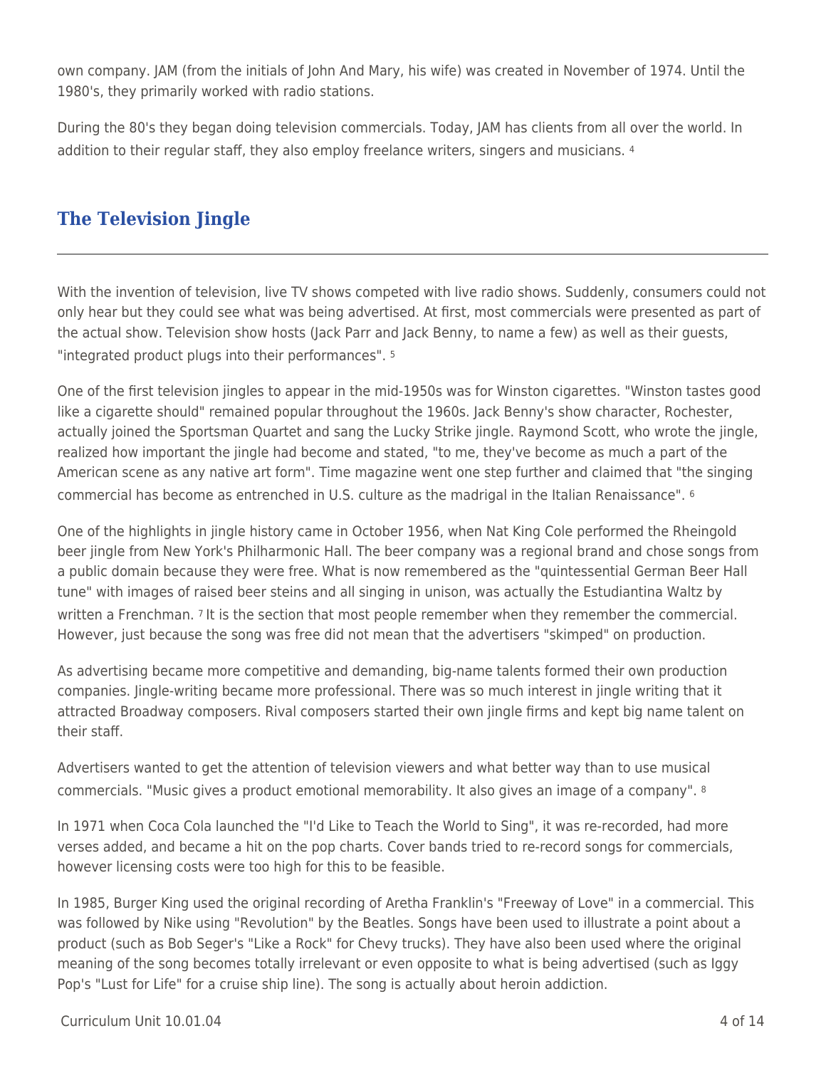own company. JAM (from the initials of John And Mary, his wife) was created in November of 1974. Until the 1980's, they primarily worked with radio stations.

During the 80's they began doing television commercials. Today, JAM has clients from all over the world. In addition to their regular staff, they also employ freelance writers, singers and musicians. [4]

## The Television Jingle

With the invention of television, live TV shows competed with live radio shows. Suddenly, consumers could not only hear but they could see what was being advertised. At first, most commercials were presented as part of the actual show. Television show hosts (Jack Parr and Jack Benny, to name a few) as well as their guests, "integrated product plugs into their performances". [5]

One of the first television jingles to appear in the mid-1950s was for Winston cigarettes. "Winston tastes good like a cigarette should" remained popular throughout the 1960s. Jack Benny's show character, Rochester, actually joined the Sportsman Quartet and sang the Lucky Strike jingle. Raymond Scott, who wrote the jingle, realized how important the jingle had become and stated, "to me, they've become as much a part of the American scene as any native art form". Time magazine went one step further and claimed that "the singing commercial has become as entrenched in U.S. culture as the madrigal in the Italian Renaissance". [6]

One of the highlights in jingle history came in October 1956, when Nat King Cole performed the Rheingold beer jingle from New York's Philharmonic Hall. The beer company was a regional brand and chose songs from a public domain because they were free. What is now remembered as the "quintessential German Beer Hall tune" with images of raised beer steins and all singing in unison, was actually the Estudiantina Waltz by written a Frenchman. [7] It is the section that most people remember when they remember the commercial. However, just because the song was free did not mean that the advertisers "skimped" on production.

As advertising became more competitive and demanding, big-name talents formed their own production companies. Jingle-writing became more professional. There was so much interest in jingle writing that it attracted Broadway composers. Rival composers started their own jingle firms and kept big name talent on their staff.

Advertisers wanted to get the attention of television viewers and what better way than to use musical commercials. "Music gives a product emotional memorability. It also gives an image of a company". [8]

In 1971 when Coca Cola launched the "I'd Like to Teach the World to Sing", it was re-recorded, had more verses added, and became a hit on the pop charts. Cover bands tried to re-record songs for commercials, however licensing costs were too high for this to be feasible.

In 1985, Burger King used the original recording of Aretha Franklin's "Freeway of Love" in a commercial. This was followed by Nike using "Revolution" by the Beatles. Songs have been used to illustrate a point about a product (such as Bob Seger's "Like a Rock" for Chevy trucks). They have also been used where the original meaning of the song becomes totally irrelevant or even opposite to what is being advertised (such as Iggy Pop's "Lust for Life" for a cruise ship line). The song is actually about heroin addiction.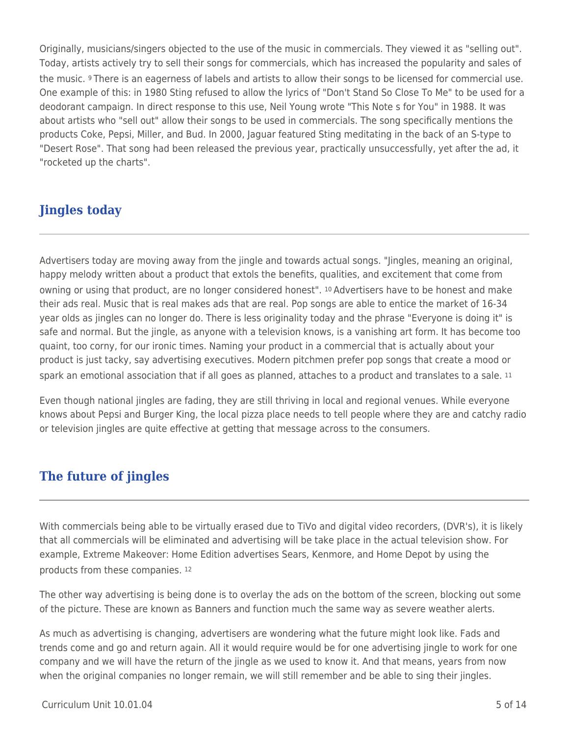Originally, musicians/singers objected to the use of the music in commercials. They viewed it as "selling out". Today, artists actively try to sell their songs for commercials, which has increased the popularity and sales of the music. [9] There is an eagerness of labels and artists to allow their songs to be licensed for commercial use. One example of this: in 1980 Sting refused to allow the lyrics of "Don't Stand So Close To Me" to be used for a deodorant campaign. In direct response to this use, Neil Young wrote "This Note s for You" in 1988. It was about artists who "sell out" allow their songs to be used in commercials. The song specifically mentions the products Coke, Pepsi, Miller, and Bud. In 2000, Jaguar featured Sting meditating in the back of an S-type to "Desert Rose". That song had been released the previous year, practically unsuccessfully, yet after the ad, it "rocketed up the charts".

## Jingles today

Advertisers today are moving away from the jingle and towards actual songs. "Jingles, meaning an original, happy melody written about a product that extols the benefits, qualities, and excitement that come from owning or using that product, are no longer considered honest". [10] Advertisers have to be honest and make their ads real. Music that is real makes ads that are real. Pop songs are able to entice the market of 16-34 year olds as jingles can no longer do. There is less originality today and the phrase "Everyone is doing it" is safe and normal. But the jingle, as anyone with a television knows, is a vanishing art form. It has become too quaint, too corny, for our ironic times. Naming your product in a commercial that is actually about your product is just tacky, say advertising executives. Modern pitchmen prefer pop songs that create a mood or spark an emotional association that if all goes as planned, attaches to a product and translates to a sale. [11]

Even though national jingles are fading, they are still thriving in local and regional venues. While everyone knows about Pepsi and Burger King, the local pizza place needs to tell people where they are and catchy radio or television jingles are quite effective at getting that message across to the consumers.

## The future of jingles

With commercials being able to be virtually erased due to TiVo and digital video recorders, (DVR's), it is likely that all commercials will be eliminated and advertising will be take place in the actual television show. For example, Extreme Makeover: Home Edition advertises Sears, Kenmore, and Home Depot by using the products from these companies. [12]

The other way advertising is being done is to overlay the ads on the bottom of the screen, blocking out some of the picture. These are known as Banners and function much the same way as severe weather alerts.

As much as advertising is changing, advertisers are wondering what the future might look like. Fads and trends come and go and return again. All it would require would be for one advertising jingle to work for one company and we will have the return of the jingle as we used to know it. And that means, years from now when the original companies no longer remain, we will still remember and be able to sing their jingles.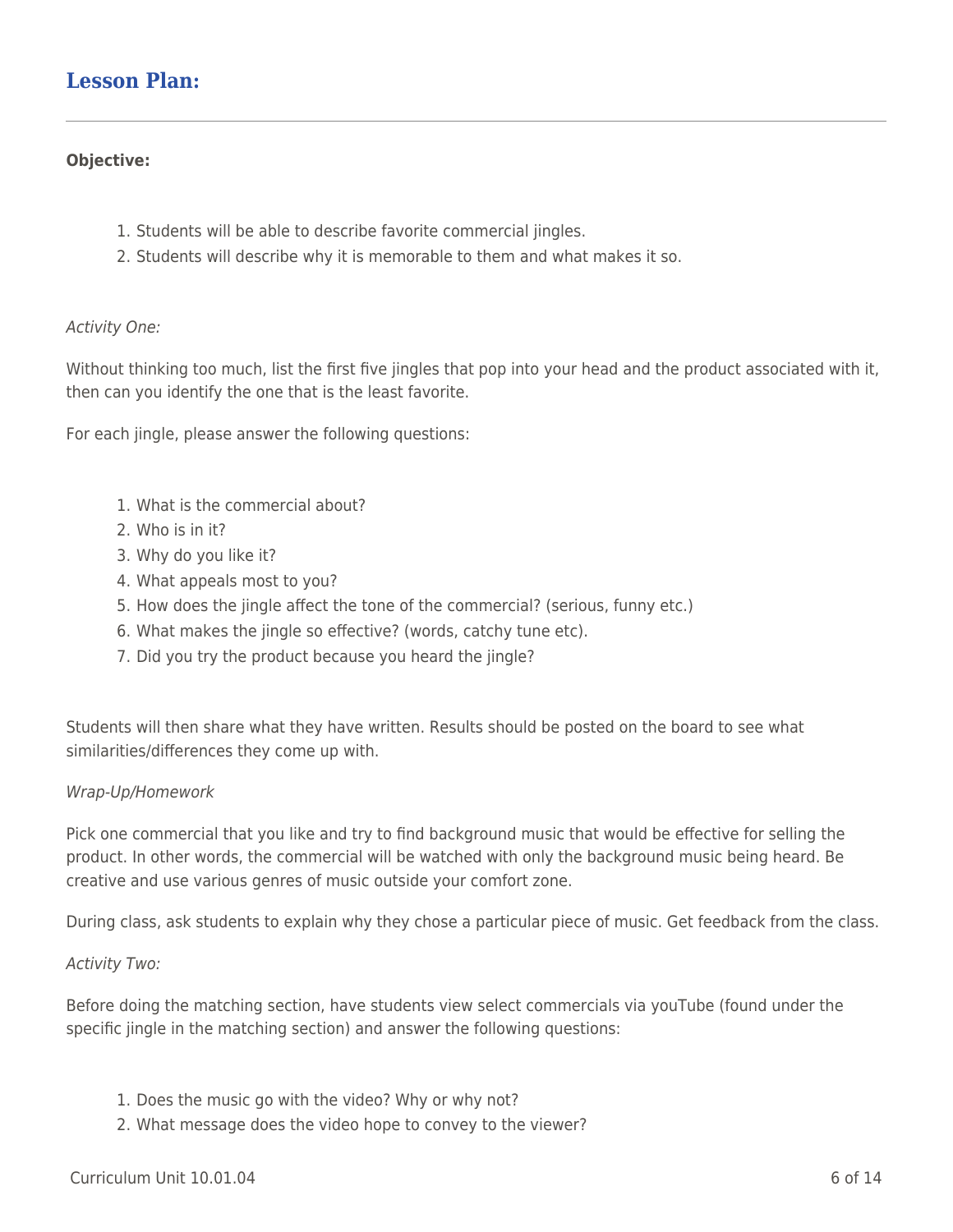## Lesson Plan:

---

**Objective:**

1. Students will be able to describe favorite commercial jingles.
2. Students will describe why it is memorable to them and what makes it so.

*Activity One:*

Without thinking too much, list the first five jingles that pop into your head and the product associated with it, then can you identify the one that is the least favorite.

For each jingle, please answer the following questions:

1. What is the commercial about?
2. Who is in it?
3. Why do you like it?
4. What appeals most to you?
5. How does the jingle affect the tone of the commercial? (serious, funny etc.)
6. What makes the jingle so effective? (words, catchy tune etc).
7. Did you try the product because you heard the jingle?

Students will then share what they have written. Results should be posted on the board to see what similarities/differences they come up with.

*Wrap-Up/Homework*

Pick one commercial that you like and try to find background music that would be effective for selling the product. In other words, the commercial will be watched with only the background music being heard. Be creative and use various genres of music outside your comfort zone.

During class, ask students to explain why they chose a particular piece of music. Get feedback from the class.

*Activity Two:*

Before doing the matching section, have students view select commercials via youTube (found under the specific jingle in the matching section) and answer the following questions:

1. Does the music go with the video? Why or why not?
2. What message does the video hope to convey to the viewer?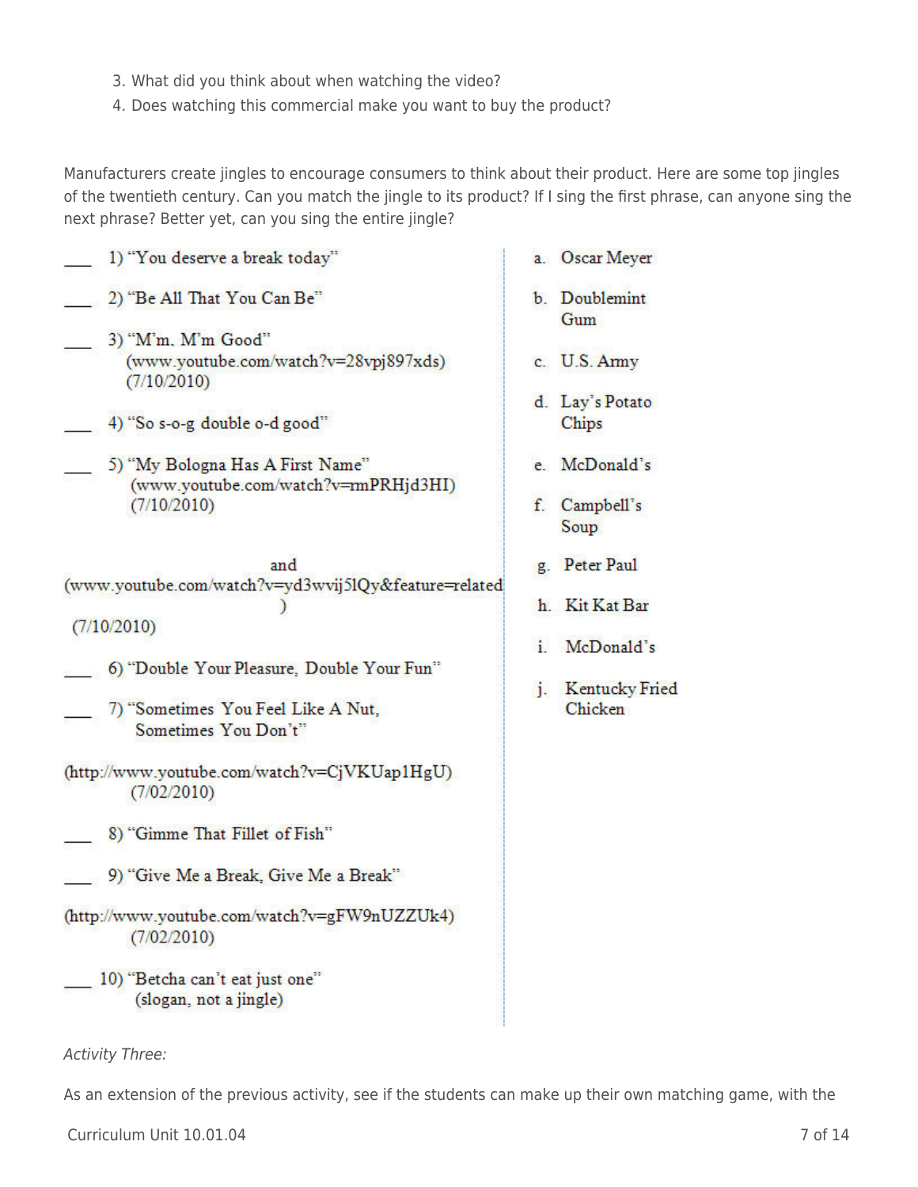3. What did you think about when watching the video?
4. Does watching this commercial make you want to buy the product?

Manufacturers create jingles to encourage consumers to think about their product. Here are some top jingles of the twentieth century. Can you match the jingle to its product? If I sing the first phrase, can anyone sing the next phrase? Better yet, can you sing the entire jingle?

___ 1) "You deserve a break today"

___ 2) "Be All That You Can Be"

___ 3) "M'm. M'm Good" (www.youtube.com/watch?v=28vpj897xds) (7/10/2010)

___ 4) "So s-o-g double o-d good"

___ 5) "My Bologna Has A First Name" (www.youtube.com/watch?v=rmPRHjd3HI) (7/10/2010) and (www.youtube.com/watch?v=yd3wvij5lQy&feature=related) (7/10/2010)

___ 6) "Double Your Pleasure, Double Your Fun"

___ 7) "Sometimes You Feel Like A Nut, Sometimes You Don't" (http://www.youtube.com/watch?v=CjVKUap1HgU) (7/02/2010)

___ 8) "Gimme That Fillet of Fish"

___ 9) "Give Me a Break, Give Me a Break" (http://www.youtube.com/watch?v=gFW9nUZZUk4) (7/02/2010)

___ 10) "Betcha can't eat just one" (slogan, not a jingle)

a. Oscar Meyer

b. Doublemint Gum

c. U.S. Army

d. Lay's Potato Chips

e. McDonald's

f. Campbell's Soup

g. Peter Paul

h. Kit Kat Bar

i. McDonald's

j. Kentucky Fried Chicken

*Activity Three:*

As an extension of the previous activity, see if the students can make up their own matching game, with the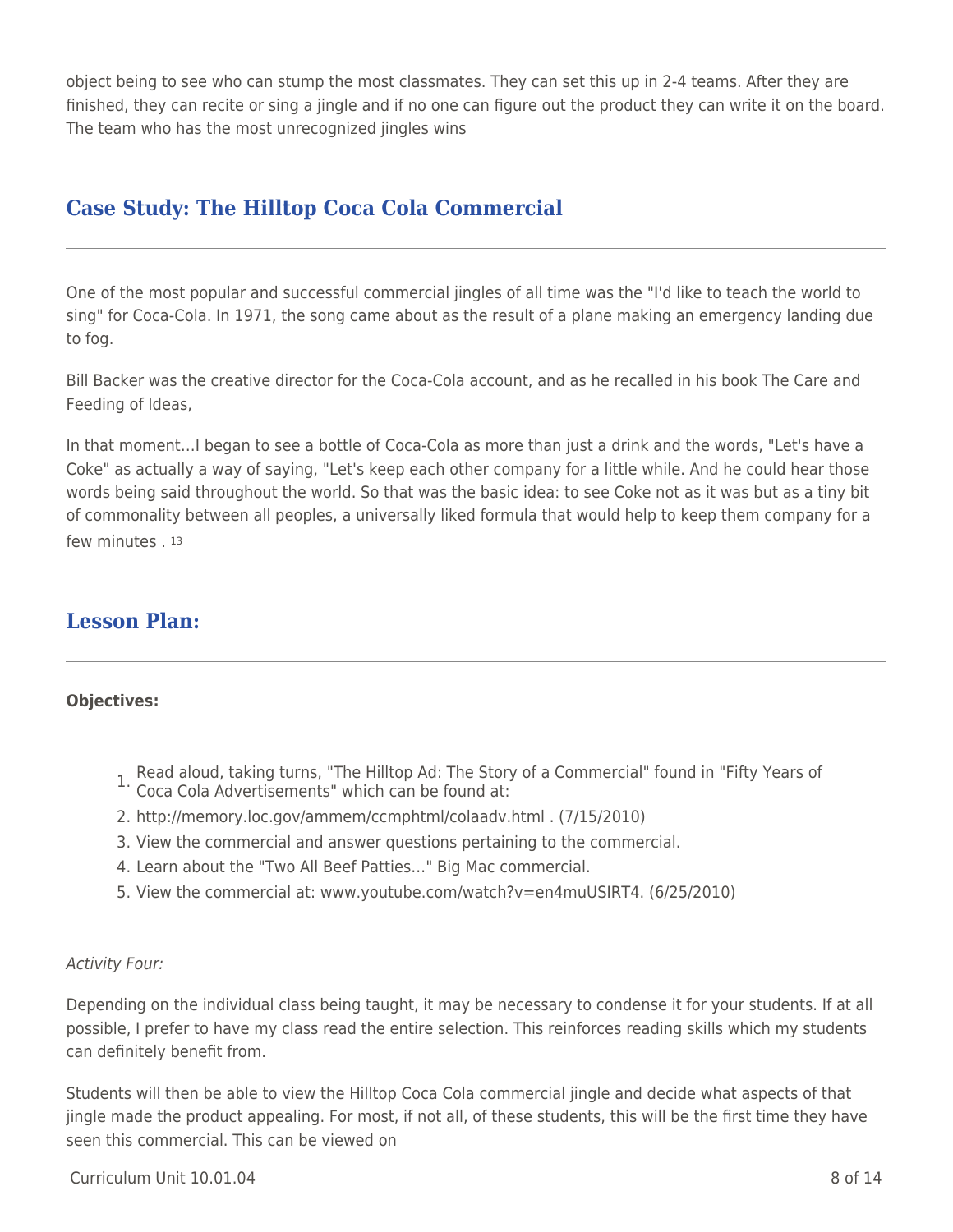object being to see who can stump the most classmates. They can set this up in 2-4 teams. After they are finished, they can recite or sing a jingle and if no one can figure out the product they can write it on the board. The team who has the most unrecognized jingles wins

## Case Study: The Hilltop Coca Cola Commercial

One of the most popular and successful commercial jingles of all time was the "I'd like to teach the world to sing" for Coca-Cola. In 1971, the song came about as the result of a plane making an emergency landing due to fog.

Bill Backer was the creative director for the Coca-Cola account, and as he recalled in his book The Care and Feeding of Ideas,

In that moment...I began to see a bottle of Coca-Cola as more than just a drink and the words, "Let's have a Coke" as actually a way of saying, "Let's keep each other company for a little while. And he could hear those words being said throughout the world. So that was the basic idea: to see Coke not as it was but as a tiny bit of commonality between all peoples, a universally liked formula that would help to keep them company for a few minutes . [13]

## Lesson Plan:

**Objectives:**

1. Read aloud, taking turns, "The Hilltop Ad: The Story of a Commercial" found in "Fifty Years of Coca Cola Advertisements" which can be found at:
2. http://memory.loc.gov/ammem/ccmphtml/colaadv.html . (7/15/2010)
3. View the commercial and answer questions pertaining to the commercial.
4. Learn about the "Two All Beef Patties..." Big Mac commercial.
5. View the commercial at: www.youtube.com/watch?v=en4muUSIRT4. (6/25/2010)

*Activity Four:*

Depending on the individual class being taught, it may be necessary to condense it for your students. If at all possible, I prefer to have my class read the entire selection. This reinforces reading skills which my students can definitely benefit from.

Students will then be able to view the Hilltop Coca Cola commercial jingle and decide what aspects of that jingle made the product appealing. For most, if not all, of these students, this will be the first time they have seen this commercial. This can be viewed on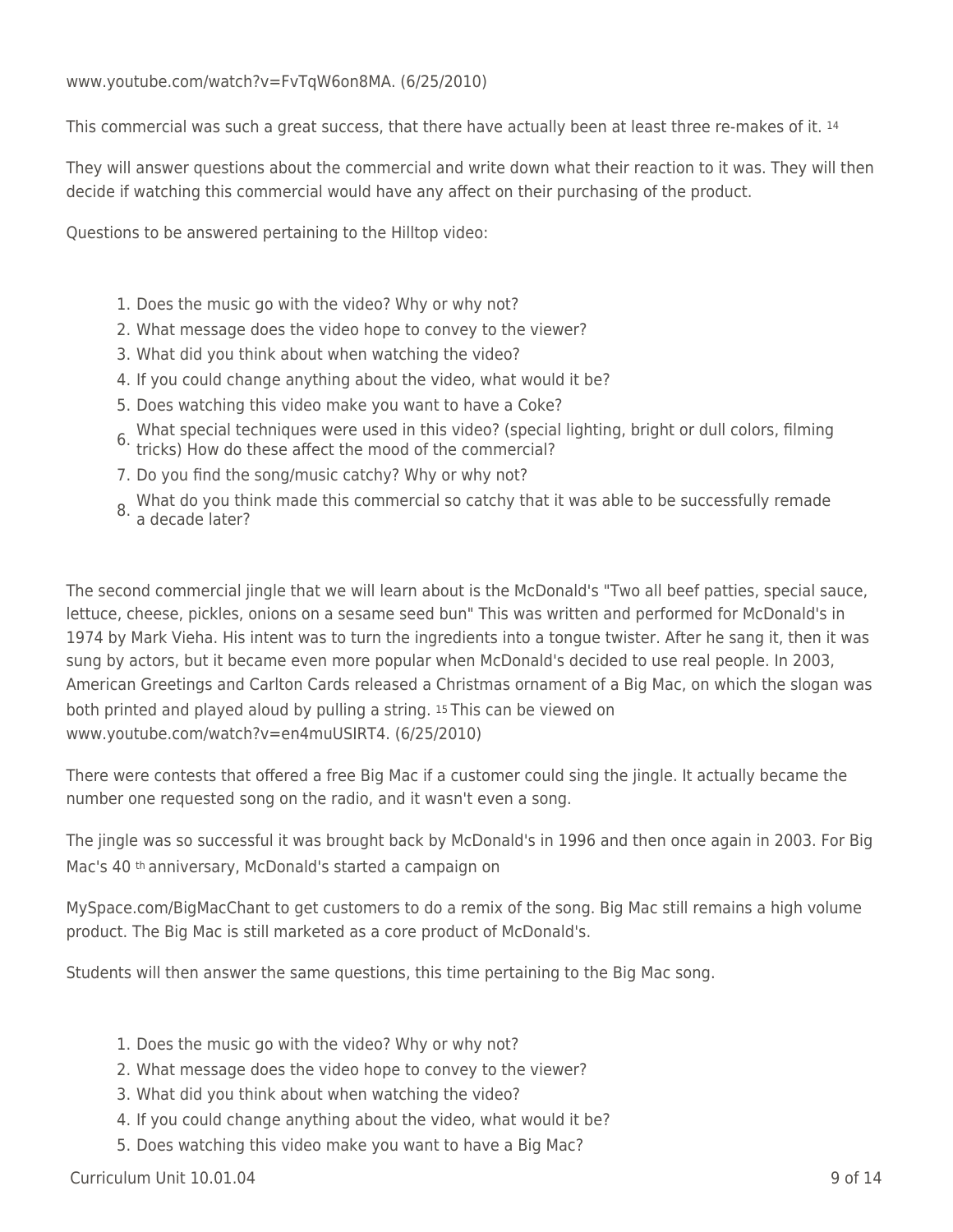www.youtube.com/watch?v=FvTqW6on8MA. (6/25/2010)

This commercial was such a great success, that there have actually been at least three re-makes of it. [14]

They will answer questions about the commercial and write down what their reaction to it was. They will then decide if watching this commercial would have any affect on their purchasing of the product.

Questions to be answered pertaining to the Hilltop video:

1. Does the music go with the video? Why or why not?
2. What message does the video hope to convey to the viewer?
3. What did you think about when watching the video?
4. If you could change anything about the video, what would it be?
5. Does watching this video make you want to have a Coke?
6. What special techniques were used in this video? (special lighting, bright or dull colors, filming tricks) How do these affect the mood of the commercial?
7. Do you find the song/music catchy? Why or why not?
8. What do you think made this commercial so catchy that it was able to be successfully remade a decade later?

The second commercial jingle that we will learn about is the McDonald's "Two all beef patties, special sauce, lettuce, cheese, pickles, onions on a sesame seed bun" This was written and performed for McDonald's in 1974 by Mark Vieha. His intent was to turn the ingredients into a tongue twister. After he sang it, then it was sung by actors, but it became even more popular when McDonald's decided to use real people. In 2003, American Greetings and Carlton Cards released a Christmas ornament of a Big Mac, on which the slogan was both printed and played aloud by pulling a string. [15] This can be viewed on www.youtube.com/watch?v=en4muUSIRT4. (6/25/2010)

There were contests that offered a free Big Mac if a customer could sing the jingle. It actually became the number one requested song on the radio, and it wasn't even a song.

The jingle was so successful it was brought back by McDonald's in 1996 and then once again in 2003. For Big Mac's 40th anniversary, McDonald's started a campaign on

MySpace.com/BigMacChant to get customers to do a remix of the song. Big Mac still remains a high volume product. The Big Mac is still marketed as a core product of McDonald's.

Students will then answer the same questions, this time pertaining to the Big Mac song.

1. Does the music go with the video? Why or why not?
2. What message does the video hope to convey to the viewer?
3. What did you think about when watching the video?
4. If you could change anything about the video, what would it be?
5. Does watching this video make you want to have a Big Mac?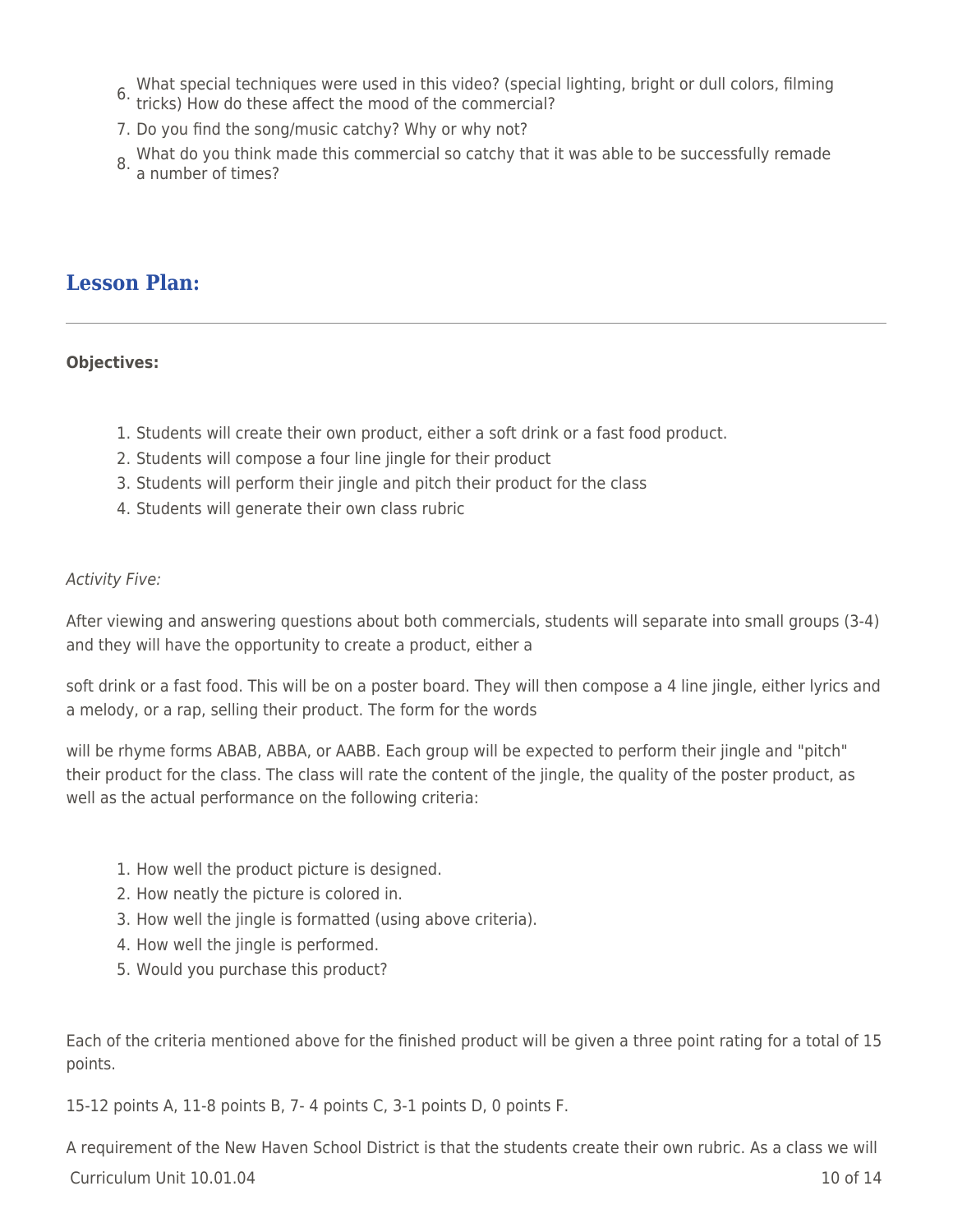6. What special techniques were used in this video? (special lighting, bright or dull colors, filming tricks) How do these affect the mood of the commercial?
7. Do you find the song/music catchy? Why or why not?
8. What do you think made this commercial so catchy that it was able to be successfully remade a number of times?

## Lesson Plan:

**Objectives:**

1. Students will create their own product, either a soft drink or a fast food product.
2. Students will compose a four line jingle for their product
3. Students will perform their jingle and pitch their product for the class
4. Students will generate their own class rubric

*Activity Five:*

After viewing and answering questions about both commercials, students will separate into small groups (3-4) and they will have the opportunity to create a product, either a

soft drink or a fast food. This will be on a poster board. They will then compose a 4 line jingle, either lyrics and a melody, or a rap, selling their product. The form for the words

will be rhyme forms ABAB, ABBA, or AABB. Each group will be expected to perform their jingle and "pitch" their product for the class. The class will rate the content of the jingle, the quality of the poster product, as well as the actual performance on the following criteria:

1. How well the product picture is designed.
2. How neatly the picture is colored in.
3. How well the jingle is formatted (using above criteria).
4. How well the jingle is performed.
5. Would you purchase this product?

Each of the criteria mentioned above for the finished product will be given a three point rating for a total of 15 points.

15-12 points A, 11-8 points B, 7- 4 points C, 3-1 points D, 0 points F.

A requirement of the New Haven School District is that the students create their own rubric. As a class we will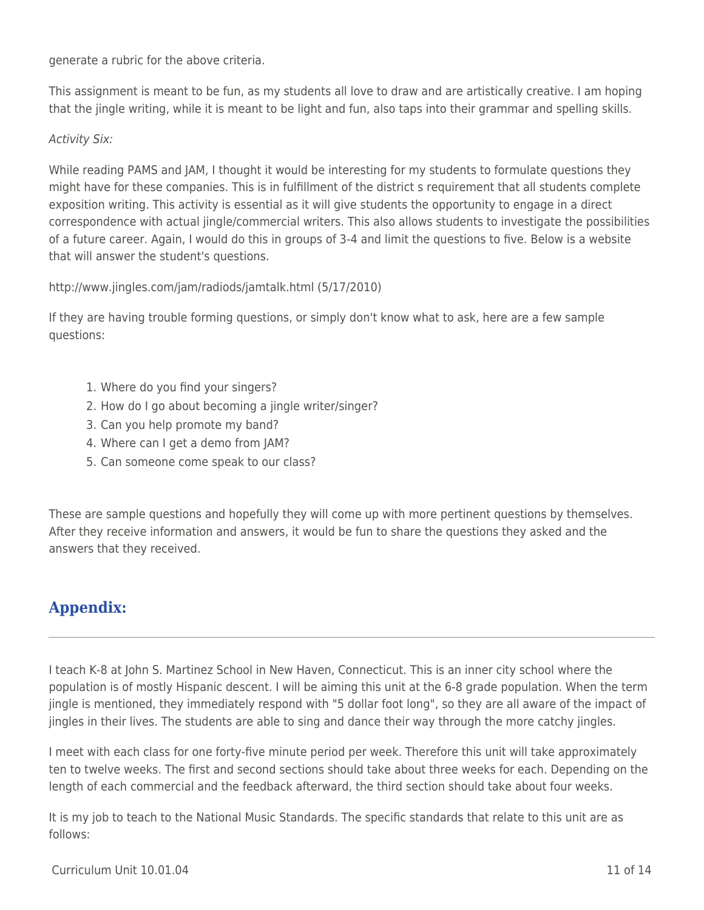generate a rubric for the above criteria.

This assignment is meant to be fun, as my students all love to draw and are artistically creative. I am hoping that the jingle writing, while it is meant to be light and fun, also taps into their grammar and spelling skills.

*Activity Six:*

While reading PAMS and JAM, I thought it would be interesting for my students to formulate questions they might have for these companies. This is in fulfillment of the district s requirement that all students complete exposition writing. This activity is essential as it will give students the opportunity to engage in a direct correspondence with actual jingle/commercial writers. This also allows students to investigate the possibilities of a future career. Again, I would do this in groups of 3-4 and limit the questions to five. Below is a website that will answer the student's questions.

http://www.jingles.com/jam/radiods/jamtalk.html (5/17/2010)

If they are having trouble forming questions, or simply don't know what to ask, here are a few sample questions:

1. Where do you find your singers?
2. How do I go about becoming a jingle writer/singer?
3. Can you help promote my band?
4. Where can I get a demo from JAM?
5. Can someone come speak to our class?

These are sample questions and hopefully they will come up with more pertinent questions by themselves. After they receive information and answers, it would be fun to share the questions they asked and the answers that they received.

## Appendix:

I teach K-8 at John S. Martinez School in New Haven, Connecticut. This is an inner city school where the population is of mostly Hispanic descent. I will be aiming this unit at the 6-8 grade population. When the term jingle is mentioned, they immediately respond with "5 dollar foot long", so they are all aware of the impact of jingles in their lives. The students are able to sing and dance their way through the more catchy jingles.

I meet with each class for one forty-five minute period per week. Therefore this unit will take approximately ten to twelve weeks. The first and second sections should take about three weeks for each. Depending on the length of each commercial and the feedback afterward, the third section should take about four weeks.

It is my job to teach to the National Music Standards. The specific standards that relate to this unit are as follows: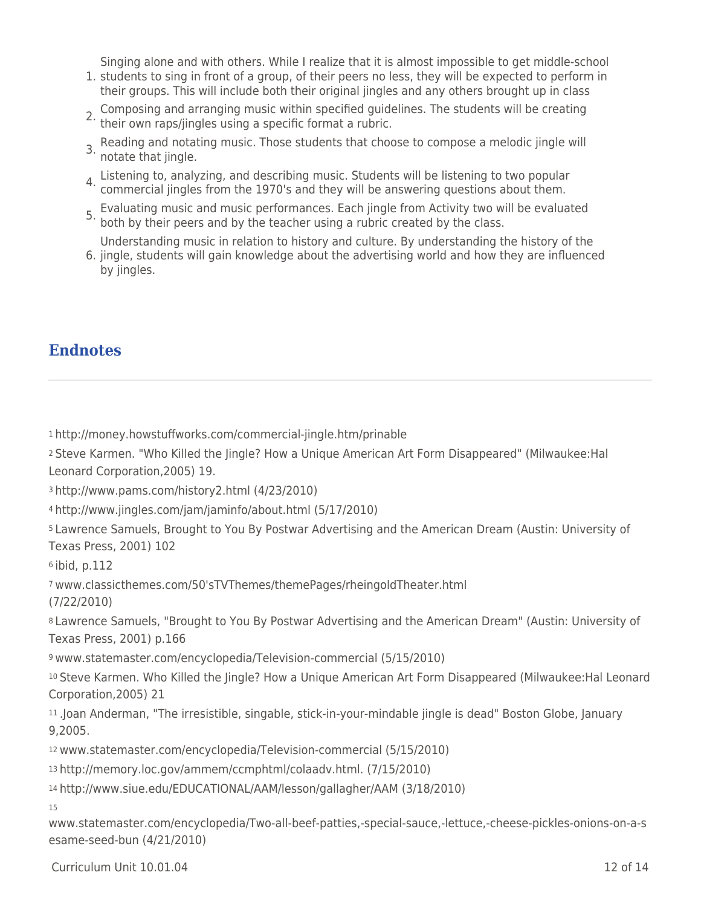1. Singing alone and with others. While I realize that it is almost impossible to get middle-school students to sing in front of a group, of their peers no less, they will be expected to perform in their groups. This will include both their original jingles and any others brought up in class
2. Composing and arranging music within specified guidelines. The students will be creating their own raps/jingles using a specific format a rubric.
3. Reading and notating music. Those students that choose to compose a melodic jingle will notate that jingle.
4. Listening to, analyzing, and describing music. Students will be listening to two popular commercial jingles from the 1970's and they will be answering questions about them.
5. Evaluating music and music performances. Each jingle from Activity two will be evaluated both by their peers and by the teacher using a rubric created by the class.
6. Understanding music in relation to history and culture. By understanding the history of the jingle, students will gain knowledge about the advertising world and how they are influenced by jingles.

## Endnotes

---

[1] http://money.howstuffworks.com/commercial-jingle.htm/prinable

[2] Steve Karmen. "Who Killed the Jingle? How a Unique American Art Form Disappeared" (Milwaukee:Hal Leonard Corporation,2005) 19.

[3] http://www.pams.com/history2.html (4/23/2010)

[4] http://www.jingles.com/jam/jaminfo/about.html (5/17/2010)

[5] Lawrence Samuels, Brought to You By Postwar Advertising and the American Dream (Austin: University of Texas Press, 2001) 102

[6] ibid, p.112

[7] www.classicthemes.com/50'sTVThemes/themePages/rheingoldTheater.html (7/22/2010)

[8] Lawrence Samuels, "Brought to You By Postwar Advertising and the American Dream" (Austin: University of Texas Press, 2001) p.166

[9] www.statemaster.com/encyclopedia/Television-commercial (5/15/2010)

[10] Steve Karmen. Who Killed the Jingle? How a Unique American Art Form Disappeared (Milwaukee:Hal Leonard Corporation,2005) 21

[11] .Joan Anderman, "The irresistible, singable, stick-in-your-mindable jingle is dead" Boston Globe, January 9,2005.

[12] www.statemaster.com/encyclopedia/Television-commercial (5/15/2010)

[13] http://memory.loc.gov/ammem/ccmphtml/colaadv.html. (7/15/2010)

[14] http://www.siue.edu/EDUCATIONAL/AAM/lesson/gallagher/AAM (3/18/2010)

[15] www.statemaster.com/encyclopedia/Two-all-beef-patties,-special-sauce,-lettuce,-cheese-pickles-onions-on-a-sesame-seed-bun (4/21/2010)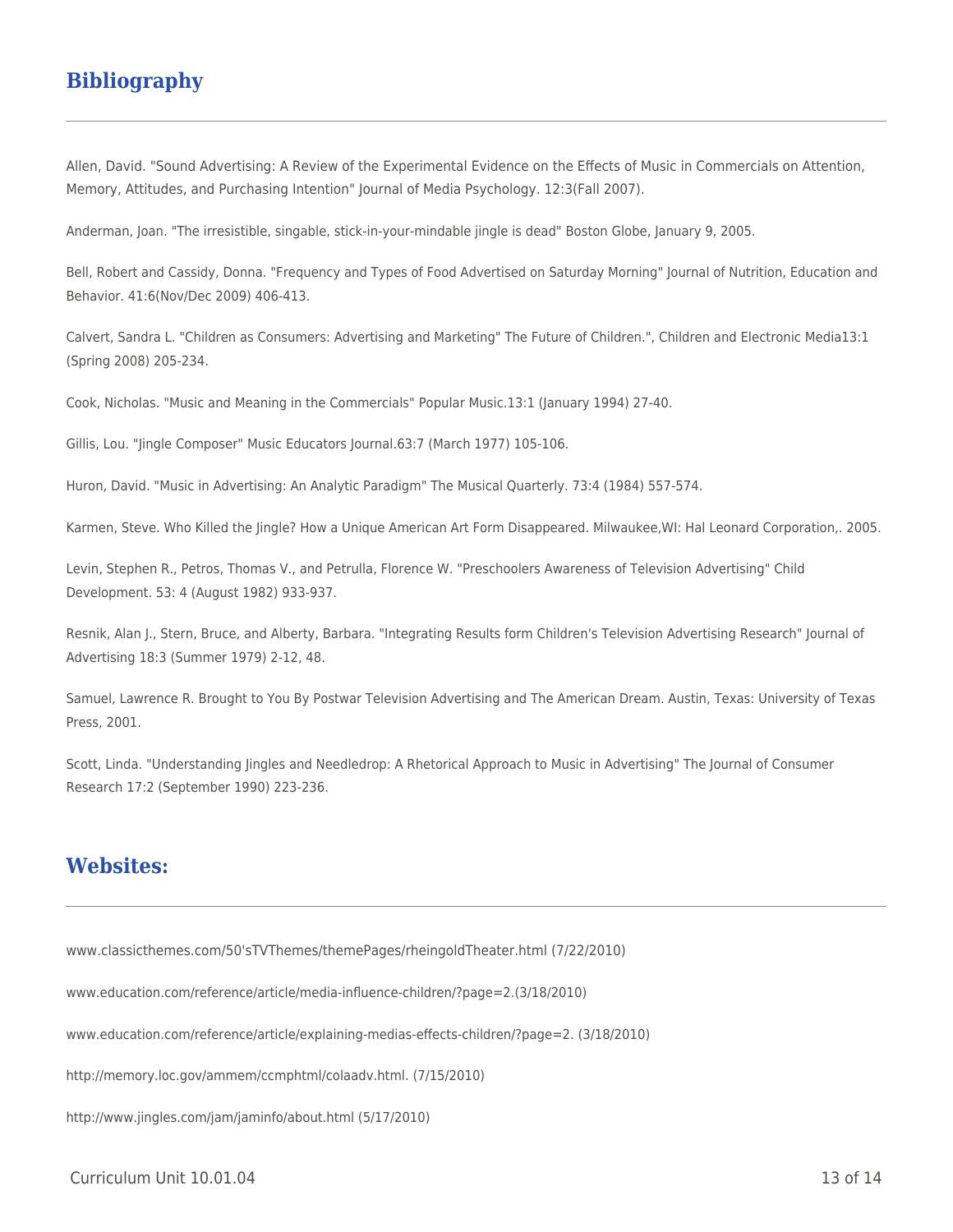## Bibliography

Allen, David. "Sound Advertising: A Review of the Experimental Evidence on the Effects of Music in Commercials on Attention, Memory, Attitudes, and Purchasing Intention" Journal of Media Psychology. 12:3(Fall 2007).

Anderman, Joan. "The irresistible, singable, stick-in-your-mindable jingle is dead" Boston Globe, January 9, 2005.

Bell, Robert and Cassidy, Donna. "Frequency and Types of Food Advertised on Saturday Morning" Journal of Nutrition, Education and Behavior. 41:6(Nov/Dec 2009) 406-413.

Calvert, Sandra L. "Children as Consumers: Advertising and Marketing" The Future of Children.", Children and Electronic Media13:1 (Spring 2008) 205-234.

Cook, Nicholas. "Music and Meaning in the Commercials" Popular Music.13:1 (January 1994) 27-40.

Gillis, Lou. "Jingle Composer" Music Educators Journal.63:7 (March 1977) 105-106.

Huron, David. "Music in Advertising: An Analytic Paradigm" The Musical Quarterly. 73:4 (1984) 557-574.

Karmen, Steve. Who Killed the Jingle? How a Unique American Art Form Disappeared. Milwaukee,WI: Hal Leonard Corporation,. 2005.

Levin, Stephen R., Petros, Thomas V., and Petrulla, Florence W. "Preschoolers Awareness of Television Advertising" Child Development. 53: 4 (August 1982) 933-937.

Resnik, Alan J., Stern, Bruce, and Alberty, Barbara. "Integrating Results form Children's Television Advertising Research" Journal of Advertising 18:3 (Summer 1979) 2-12, 48.

Samuel, Lawrence R. Brought to You By Postwar Television Advertising and The American Dream. Austin, Texas: University of Texas Press, 2001.

Scott, Linda. "Understanding Jingles and Needledrop: A Rhetorical Approach to Music in Advertising" The Journal of Consumer Research 17:2 (September 1990) 223-236.

## Websites:

www.classicthemes.com/50'sTVThemes/themePages/rheingoldTheater.html (7/22/2010)

www.education.com/reference/article/media-influence-children/?page=2.(3/18/2010)

www.education.com/reference/article/explaining-medias-effects-children/?page=2. (3/18/2010)

http://memory.loc.gov/ammem/ccmphtml/colaadv.html. (7/15/2010)

http://www.jingles.com/jam/jaminfo/about.html (5/17/2010)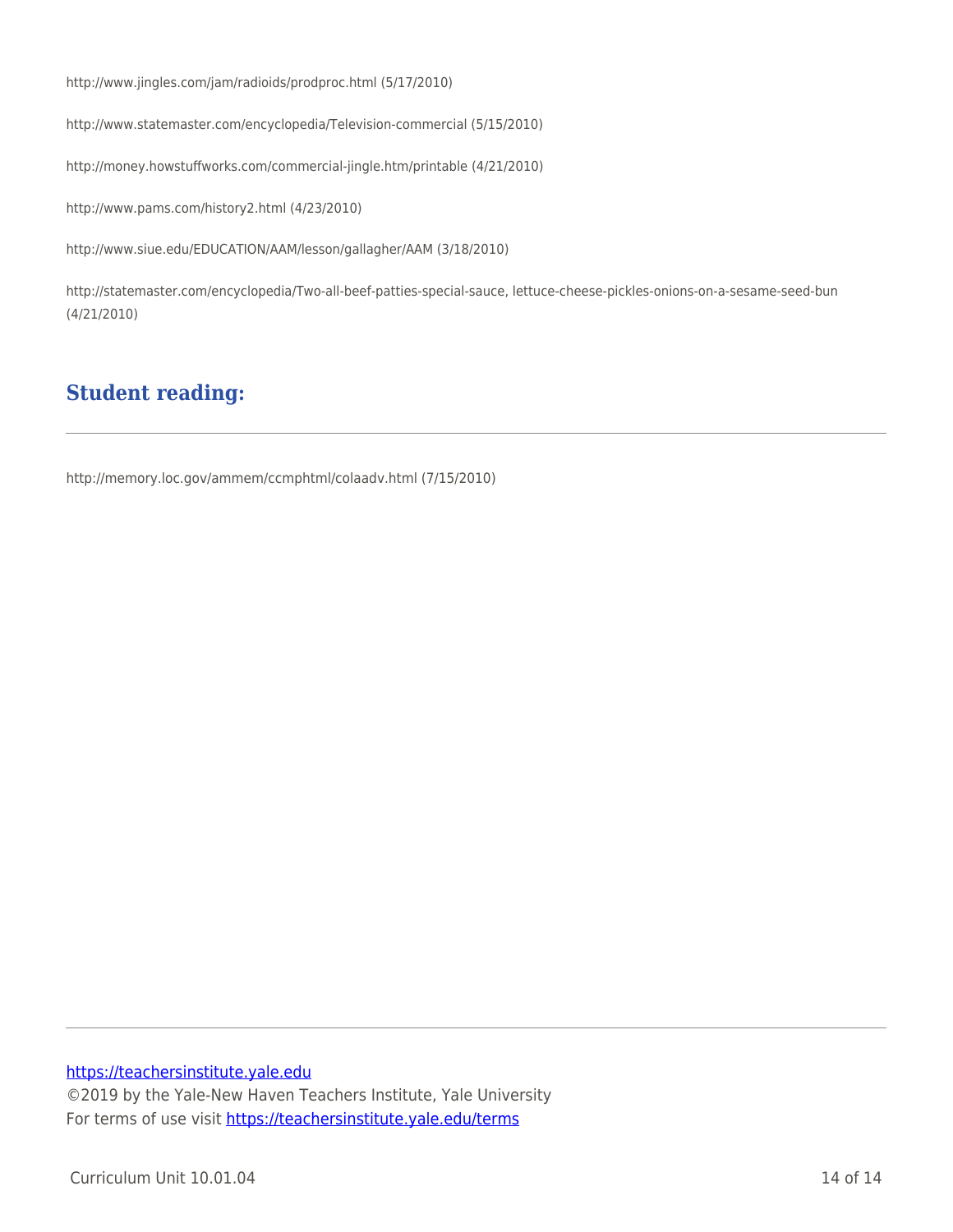http://www.jingles.com/jam/radioids/prodproc.html (5/17/2010)

http://www.statemaster.com/encyclopedia/Television-commercial (5/15/2010)

http://money.howstuffworks.com/commercial-jingle.htm/printable (4/21/2010)

http://www.pams.com/history2.html (4/23/2010)

http://www.siue.edu/EDUCATION/AAM/lesson/gallagher/AAM (3/18/2010)

http://statemaster.com/encyclopedia/Two-all-beef-patties-special-sauce, lettuce-cheese-pickles-onions-on-a-sesame-seed-bun (4/21/2010)

## Student reading:

http://memory.loc.gov/ammem/ccmphtml/colaadv.html (7/15/2010)

https://teachersinstitute.yale.edu
©2019 by the Yale-New Haven Teachers Institute, Yale University
For terms of use visit https://teachersinstitute.yale.edu/terms